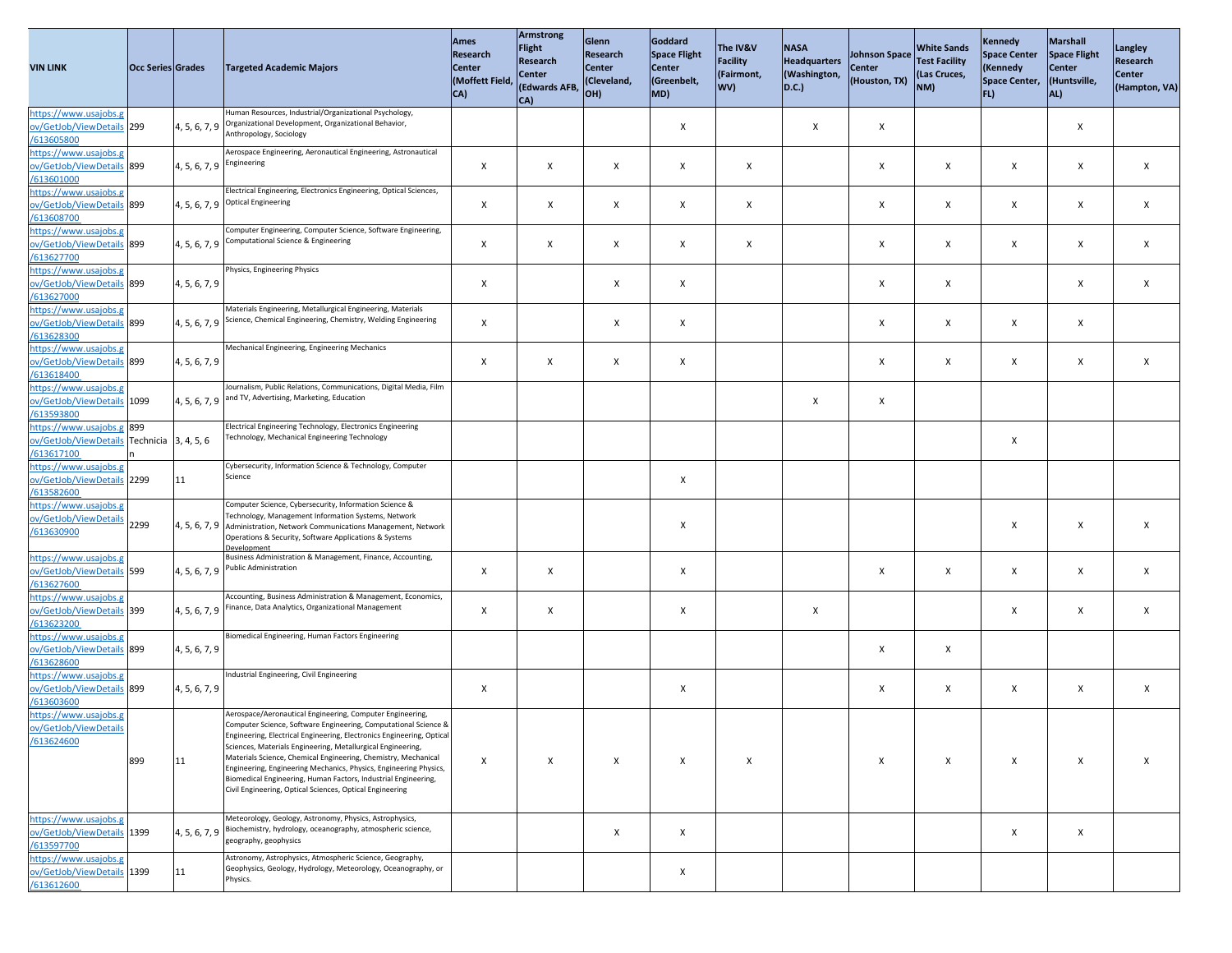| VIN LINK | Occ Series | Grades | Targeted Academic Majors | Ames Research Center (Moffett Field, CA) | Armstrong Flight Research Center (Edwards AFB, CA) | Glenn Research Center (Cleveland, OH) | Goddard Space Flight Center (Greenbelt, MD) | The IV&V Facility (Fairmont, WV) | NASA Headquarters (Washington, D.C.) | Johnson Space Center (Houston, TX) | White Sands Test Facility (Las Cruces, NM) | Kennedy Space Center (Kennedy Space Center, FL) | Marshall Space Flight Center (Huntsville, AL) | Langley Research Center (Hampton, VA) |
|---|---|---|---|---|---|---|---|---|---|---|---|---|---|---|
| https://www.usajobs.gov/GetJob/ViewDetails/613605800 | 299 | 4, 5, 6, 7, 9 | Human Resources, Industrial/Organizational Psychology, Organizational Development, Organizational Behavior, Anthropology, Sociology | | | | X | | X | X | | | X | |
| https://www.usajobs.gov/GetJob/ViewDetails/613601000 | 899 | 4, 5, 6, 7, 9 | Aerospace Engineering, Aeronautical Engineering, Astronautical Engineering | X | X | X | X | X | | X | X | X | X | X |
| https://www.usajobs.gov/GetJob/ViewDetails/613608700 | 899 | 4, 5, 6, 7, 9 | Electrical Engineering, Electronics Engineering, Optical Sciences, Optical Engineering | X | X | X | X | X | | X | X | X | X | X |
| https://www.usajobs.gov/GetJob/ViewDetails/613627700 | 899 | 4, 5, 6, 7, 9 | Computer Engineering, Computer Science, Software Engineering, Computational Science & Engineering | X | X | X | X | X | | X | X | X | X | X |
| https://www.usajobs.gov/GetJob/ViewDetails/613627000 | 899 | 4, 5, 6, 7, 9 | Physics, Engineering Physics | X | | X | X | | | X | X | | X | X |
| https://www.usajobs.gov/GetJob/ViewDetails/613628300 | 899 | 4, 5, 6, 7, 9 | Materials Engineering, Metallurgical Engineering, Materials Science, Chemical Engineering, Chemistry, Welding Engineering | X | | X | X | | | X | X | X | X | |
| https://www.usajobs.gov/GetJob/ViewDetails/613618400 | 899 | 4, 5, 6, 7, 9 | Mechanical Engineering, Engineering Mechanics | X | X | X | X | | | X | X | X | X | X |
| https://www.usajobs.gov/GetJob/ViewDetails/613593800 | 1099 | 4, 5, 6, 7, 9 | Journalism, Public Relations, Communications, Digital Media, Film and TV, Advertising, Marketing, Education | | | | | | X | X | | | | |
| https://www.usajobs.gov/GetJob/ViewDetails/613617100 | 899 Technician | 3, 4, 5, 6 | Electrical Engineering Technology, Electronics Engineering Technology, Mechanical Engineering Technology | | | | | | | | | X | | |
| https://www.usajobs.gov/GetJob/ViewDetails/613582600 | 2299 | 11 | Cybersecurity, Information Science & Technology, Computer Science | | | | X | | | | | | | |
| https://www.usajobs.gov/GetJob/ViewDetails/613630900 | 2299 | 4, 5, 6, 7, 9 | Computer Science, Cybersecurity, Information Science & Technology, Management Information Systems, Network Administration, Network Communications Management, Network Operations & Security, Software Applications & Systems Development | | | | X | | | | | X | X | X |
| https://www.usajobs.gov/GetJob/ViewDetails/613627600 | 599 | 4, 5, 6, 7, 9 | Business Administration & Management, Finance, Accounting, Public Administration | X | X | | X | | | X | X | X | X | X |
| https://www.usajobs.gov/GetJob/ViewDetails/613623200 | 399 | 4, 5, 6, 7, 9 | Accounting, Business Administration & Management, Economics, Finance, Data Analytics, Organizational Management | X | X | | X | | X | | | X | X | X |
| https://www.usajobs.gov/GetJob/ViewDetails/613628600 | 899 | 4, 5, 6, 7, 9 | Biomedical Engineering, Human Factors Engineering | | | | | | | X | X | | | |
| https://www.usajobs.gov/GetJob/ViewDetails/613603600 | 899 | 4, 5, 6, 7, 9 | Industrial Engineering, Civil Engineering | X | | | X | | | X | X | X | X | X |
| https://www.usajobs.gov/GetJob/ViewDetails/613624600 | 899 | 11 | Aerospace/Aeronautical Engineering, Computer Engineering, Computer Science, Software Engineering, Computational Science & Engineering, Electrical Engineering, Electronics Engineering, Optical Sciences, Materials Engineering, Metallurgical Engineering, Materials Science, Chemical Engineering, Chemistry, Mechanical Engineering, Engineering Mechanics, Physics, Engineering Physics, Biomedical Engineering, Human Factors, Industrial Engineering, Civil Engineering, Optical Sciences, Optical Engineering | X | X | X | X | X | | X | X | X | X | X |
| https://www.usajobs.gov/GetJob/ViewDetails/613597700 | 1399 | 4, 5, 6, 7, 9 | Meteorology, Geology, Astronomy, Physics, Astrophysics, Biochemistry, hydrology, oceanography, atmospheric science, geography, geophysics | | | X | X | | | | | X | X | |
| https://www.usajobs.gov/GetJob/ViewDetails/613612600 | 1399 | 11 | Astronomy, Astrophysics, Atmospheric Science, Geography, Geophysics, Geology, Hydrology, Meteorology, Oceanography, or Physics. | | | | X | | | | | | | |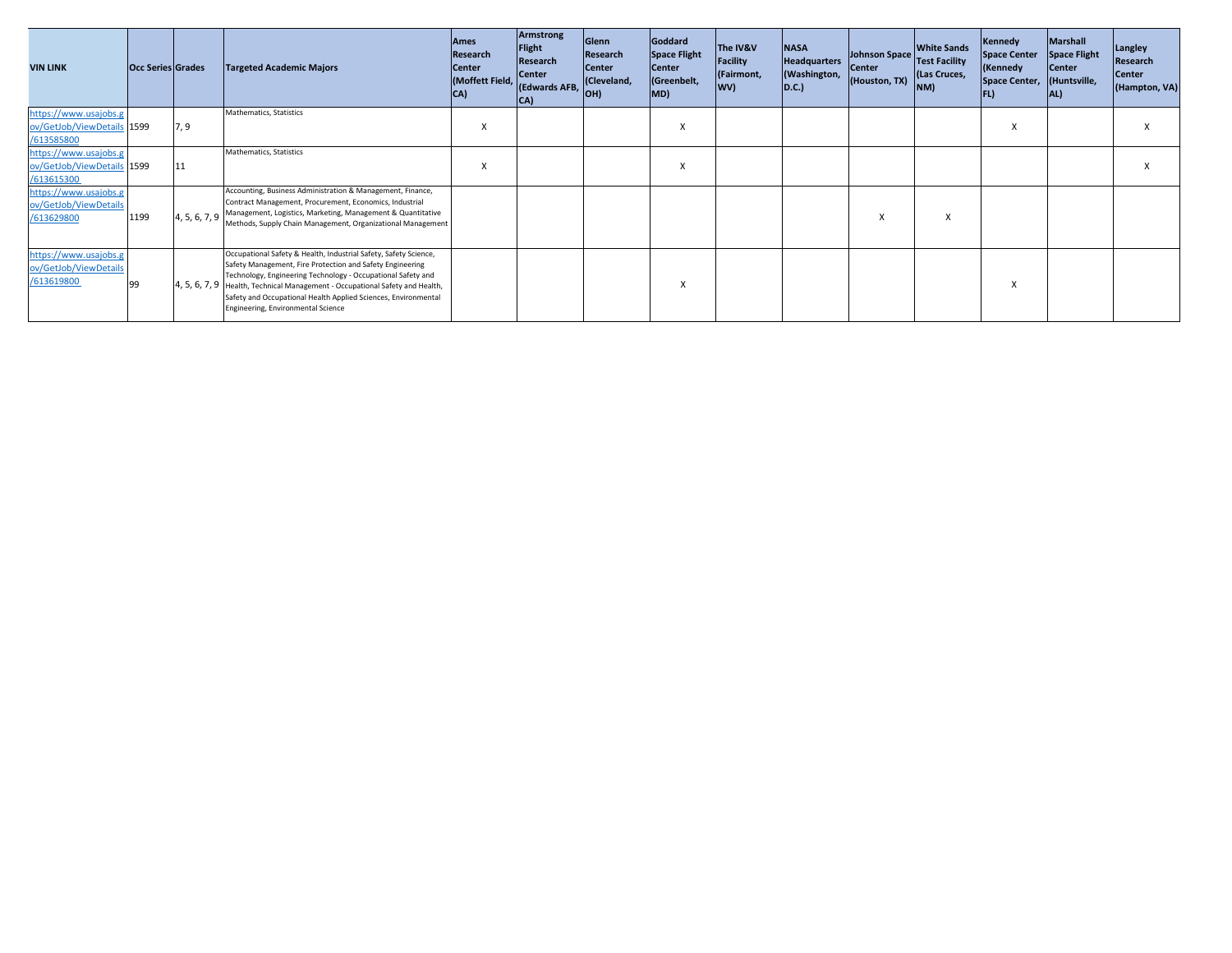| VIN LINK | Occ Series | Grades | Targeted Academic Majors | Ames Research Center (Moffett Field, CA) | Armstrong Flight Research Center (Edwards AFB, CA) | Glenn Research Center (Cleveland, OH) | Goddard Space Flight Center (Greenbelt, MD) | The IV&V Facility (Fairmont, WV) | NASA Headquarters (Washington, D.C.) | Johnson Space Center (Houston, TX) | White Sands Test Facility (Las Cruces, NM) | Kennedy Space Center (Kennedy Space Center, FL) | Marshall Space Flight Center (Huntsville, AL) | Langley Research Center (Hampton, VA) |
|---|---|---|---|---|---|---|---|---|---|---|---|---|---|---|
| https://www.usajobs.gov/GetJob/ViewDetails/613585800 | 1599 | 7, 9 | Mathematics, Statistics | X | | | X | | | | | X | | X |
| https://www.usajobs.gov/GetJob/ViewDetails/613615300 | 1599 | 11 | Mathematics, Statistics | X | | | X | | | | | | | X |
| https://www.usajobs.gov/GetJob/ViewDetails/613629800 | 1199 | 4, 5, 6, 7, 9 | Accounting, Business Administration & Management, Finance, Contract Management, Procurement, Economics, Industrial Management, Logistics, Marketing, Management & Quantitative Methods, Supply Chain Management, Organizational Management | | | | | | | X | X | | | |
| https://www.usajobs.gov/GetJob/ViewDetails/613619800 | 99 | 4, 5, 6, 7, 9 | Occupational Safety & Health, Industrial Safety, Safety Science, Safety Management, Fire Protection and Safety Engineering Technology, Engineering Technology - Occupational Safety and Health, Technical Management - Occupational Safety and Health, Safety and Occupational Health Applied Sciences, Environmental Engineering, Environmental Science | | | | X | | | | | X | | |